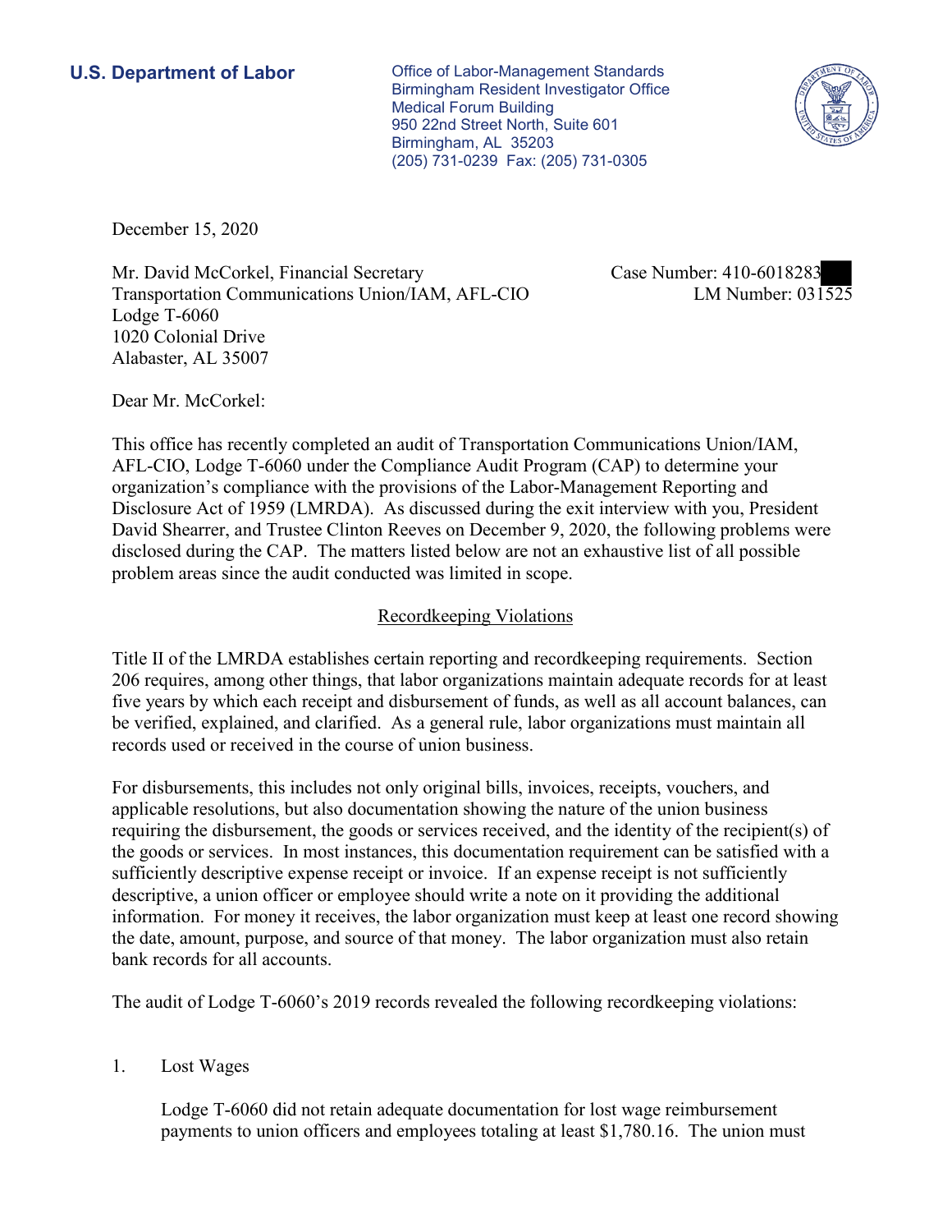**U.S. Department of Labor**

Office of Labor-Management Standards
Birmingham Resident Investigator Office
Medical Forum Building
950 22nd Street North, Suite 601
Birmingham, AL 35203
(205) 731-0239 Fax: (205) 731-0305

December 15, 2020

Mr. David McCorkel, Financial Secretary
Transportation Communications Union/IAM, AFL-CIO
Lodge T-6060
1020 Colonial Drive
Alabaster, AL 35007

Case Number: 410-6018283
LM Number: 031525

Dear Mr. McCorkel:

This office has recently completed an audit of Transportation Communications Union/IAM, AFL-CIO, Lodge T-6060 under the Compliance Audit Program (CAP) to determine your organization's compliance with the provisions of the Labor-Management Reporting and Disclosure Act of 1959 (LMRDA). As discussed during the exit interview with you, President David Shearrer, and Trustee Clinton Reeves on December 9, 2020, the following problems were disclosed during the CAP. The matters listed below are not an exhaustive list of all possible problem areas since the audit conducted was limited in scope.

## Recordkeeping Violations

Title II of the LMRDA establishes certain reporting and recordkeeping requirements. Section 206 requires, among other things, that labor organizations maintain adequate records for at least five years by which each receipt and disbursement of funds, as well as all account balances, can be verified, explained, and clarified. As a general rule, labor organizations must maintain all records used or received in the course of union business.

For disbursements, this includes not only original bills, invoices, receipts, vouchers, and applicable resolutions, but also documentation showing the nature of the union business requiring the disbursement, the goods or services received, and the identity of the recipient(s) of the goods or services. In most instances, this documentation requirement can be satisfied with a sufficiently descriptive expense receipt or invoice. If an expense receipt is not sufficiently descriptive, a union officer or employee should write a note on it providing the additional information. For money it receives, the labor organization must keep at least one record showing the date, amount, purpose, and source of that money. The labor organization must also retain bank records for all accounts.

The audit of Lodge T-6060's 2019 records revealed the following recordkeeping violations:

1. Lost Wages

   Lodge T-6060 did not retain adequate documentation for lost wage reimbursement payments to union officers and employees totaling at least $1,780.16. The union must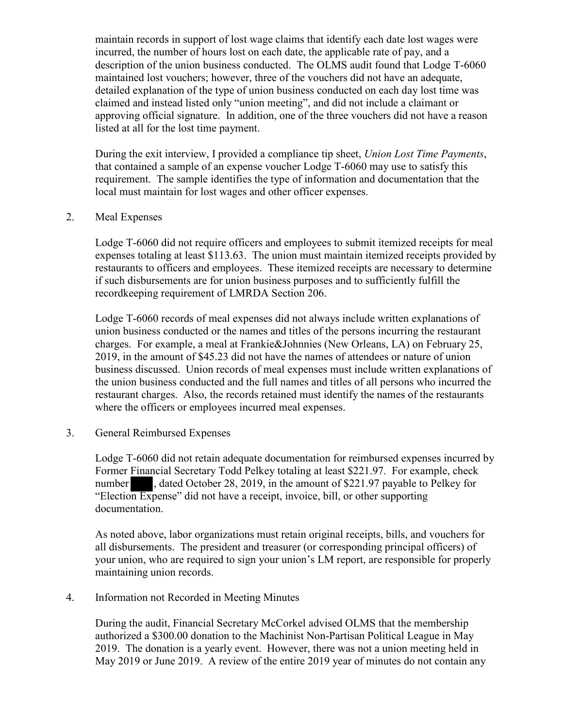maintain records in support of lost wage claims that identify each date lost wages were incurred, the number of hours lost on each date, the applicable rate of pay, and a description of the union business conducted. The OLMS audit found that Lodge T-6060 maintained lost vouchers; however, three of the vouchers did not have an adequate, detailed explanation of the type of union business conducted on each day lost time was claimed and instead listed only "union meeting", and did not include a claimant or approving official signature. In addition, one of the three vouchers did not have a reason listed at all for the lost time payment.

During the exit interview, I provided a compliance tip sheet, *Union Lost Time Payments*, that contained a sample of an expense voucher Lodge T-6060 may use to satisfy this requirement. The sample identifies the type of information and documentation that the local must maintain for lost wages and other officer expenses.

2. Meal Expenses

   Lodge T-6060 did not require officers and employees to submit itemized receipts for meal expenses totaling at least $113.63. The union must maintain itemized receipts provided by restaurants to officers and employees. These itemized receipts are necessary to determine if such disbursements are for union business purposes and to sufficiently fulfill the recordkeeping requirement of LMRDA Section 206.

   Lodge T-6060 records of meal expenses did not always include written explanations of union business conducted or the names and titles of the persons incurring the restaurant charges. For example, a meal at Frankie&Johnnies (New Orleans, LA) on February 25, 2019, in the amount of $45.23 did not have the names of attendees or nature of union business discussed. Union records of meal expenses must include written explanations of the union business conducted and the full names and titles of all persons who incurred the restaurant charges. Also, the records retained must identify the names of the restaurants where the officers or employees incurred meal expenses.

3. General Reimbursed Expenses

   Lodge T-6060 did not retain adequate documentation for reimbursed expenses incurred by Former Financial Secretary Todd Pelkey totaling at least $221.97. For example, check number ███, dated October 28, 2019, in the amount of $221.97 payable to Pelkey for "Election Expense" did not have a receipt, invoice, bill, or other supporting documentation.

   As noted above, labor organizations must retain original receipts, bills, and vouchers for all disbursements. The president and treasurer (or corresponding principal officers) of your union, who are required to sign your union's LM report, are responsible for properly maintaining union records.

4. Information not Recorded in Meeting Minutes

   During the audit, Financial Secretary McCorkel advised OLMS that the membership authorized a $300.00 donation to the Machinist Non-Partisan Political League in May 2019. The donation is a yearly event. However, there was not a union meeting held in May 2019 or June 2019. A review of the entire 2019 year of minutes do not contain any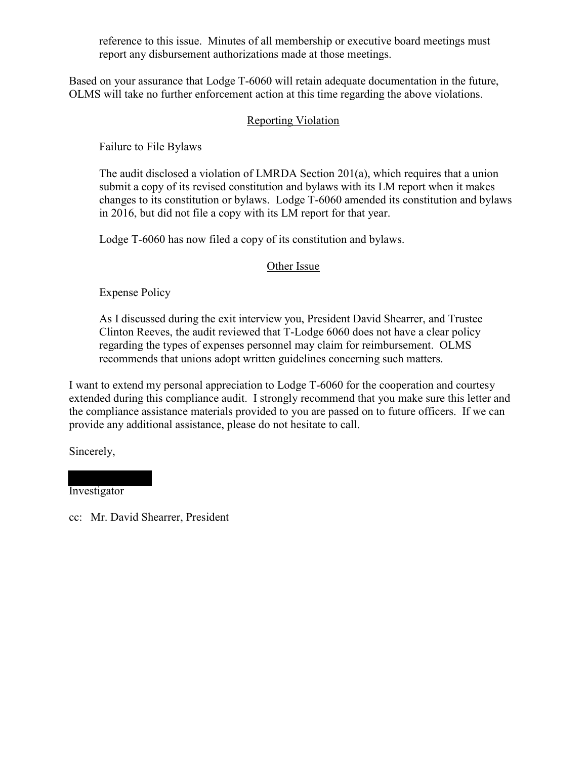reference to this issue. Minutes of all membership or executive board meetings must report any disbursement authorizations made at those meetings.

Based on your assurance that Lodge T-6060 will retain adequate documentation in the future, OLMS will take no further enforcement action at this time regarding the above violations.

<u>Reporting Violation</u>

Failure to File Bylaws

The audit disclosed a violation of LMRDA Section 201(a), which requires that a union submit a copy of its revised constitution and bylaws with its LM report when it makes changes to its constitution or bylaws. Lodge T-6060 amended its constitution and bylaws in 2016, but did not file a copy with its LM report for that year.

Lodge T-6060 has now filed a copy of its constitution and bylaws.

<u>Other Issue</u>

Expense Policy

As I discussed during the exit interview you, President David Shearrer, and Trustee Clinton Reeves, the audit reviewed that T-Lodge 6060 does not have a clear policy regarding the types of expenses personnel may claim for reimbursement. OLMS recommends that unions adopt written guidelines concerning such matters.

I want to extend my personal appreciation to Lodge T-6060 for the cooperation and courtesy extended during this compliance audit. I strongly recommend that you make sure this letter and the compliance assistance materials provided to you are passed on to future officers. If we can provide any additional assistance, please do not hesitate to call.

Sincerely,

Investigator

cc: Mr. David Shearrer, President